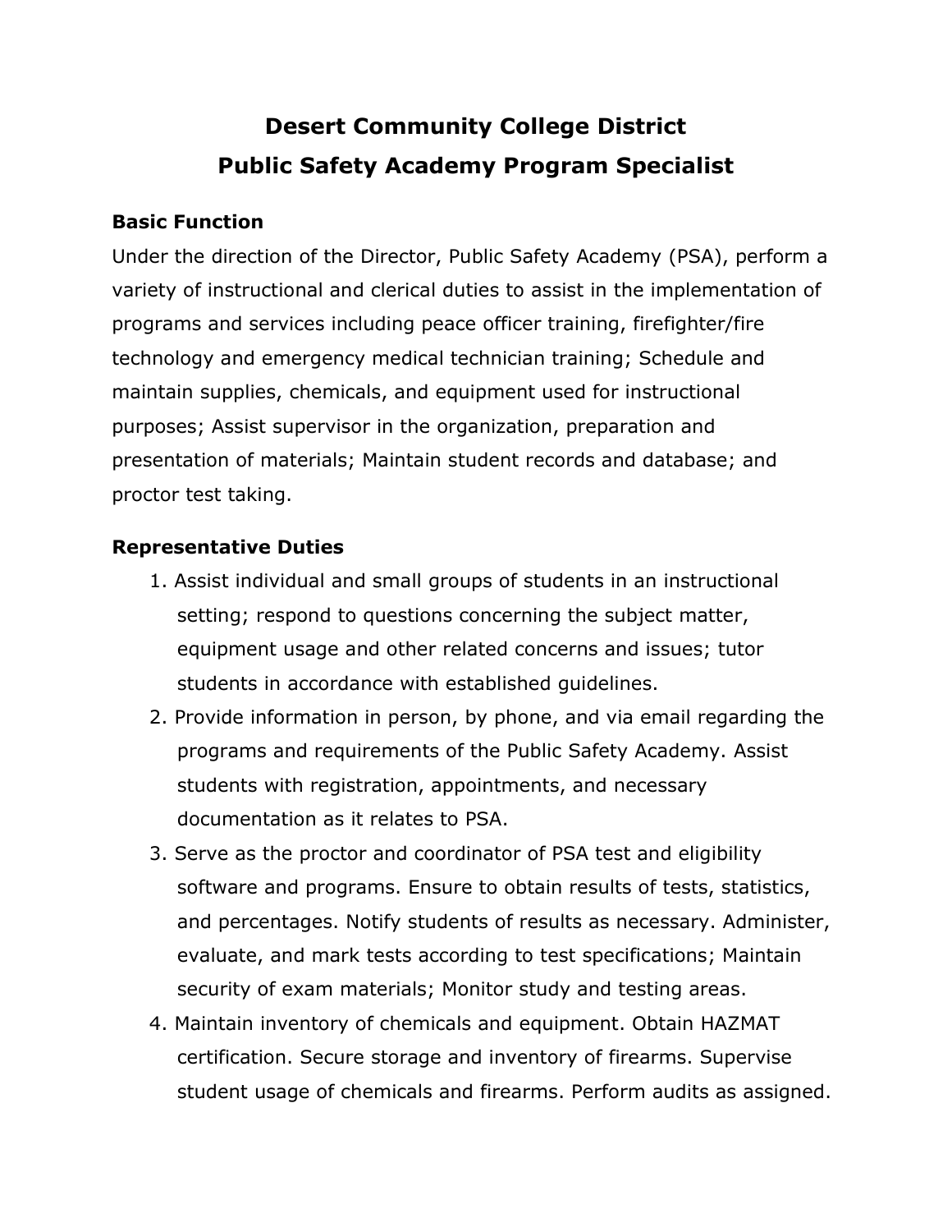# Desert Community College District
# Public Safety Academy Program Specialist

## Basic Function

Under the direction of the Director, Public Safety Academy (PSA), perform a variety of instructional and clerical duties to assist in the implementation of programs and services including peace officer training, firefighter/fire technology and emergency medical technician training; Schedule and maintain supplies, chemicals, and equipment used for instructional purposes; Assist supervisor in the organization, preparation and presentation of materials; Maintain student records and database; and proctor test taking.

## Representative Duties

1. Assist individual and small groups of students in an instructional setting; respond to questions concerning the subject matter, equipment usage and other related concerns and issues; tutor students in accordance with established guidelines.
2. Provide information in person, by phone, and via email regarding the programs and requirements of the Public Safety Academy. Assist students with registration, appointments, and necessary documentation as it relates to PSA.
3. Serve as the proctor and coordinator of PSA test and eligibility software and programs. Ensure to obtain results of tests, statistics, and percentages. Notify students of results as necessary. Administer, evaluate, and mark tests according to test specifications; Maintain security of exam materials; Monitor study and testing areas.
4. Maintain inventory of chemicals and equipment. Obtain HAZMAT certification. Secure storage and inventory of firearms. Supervise student usage of chemicals and firearms. Perform audits as assigned.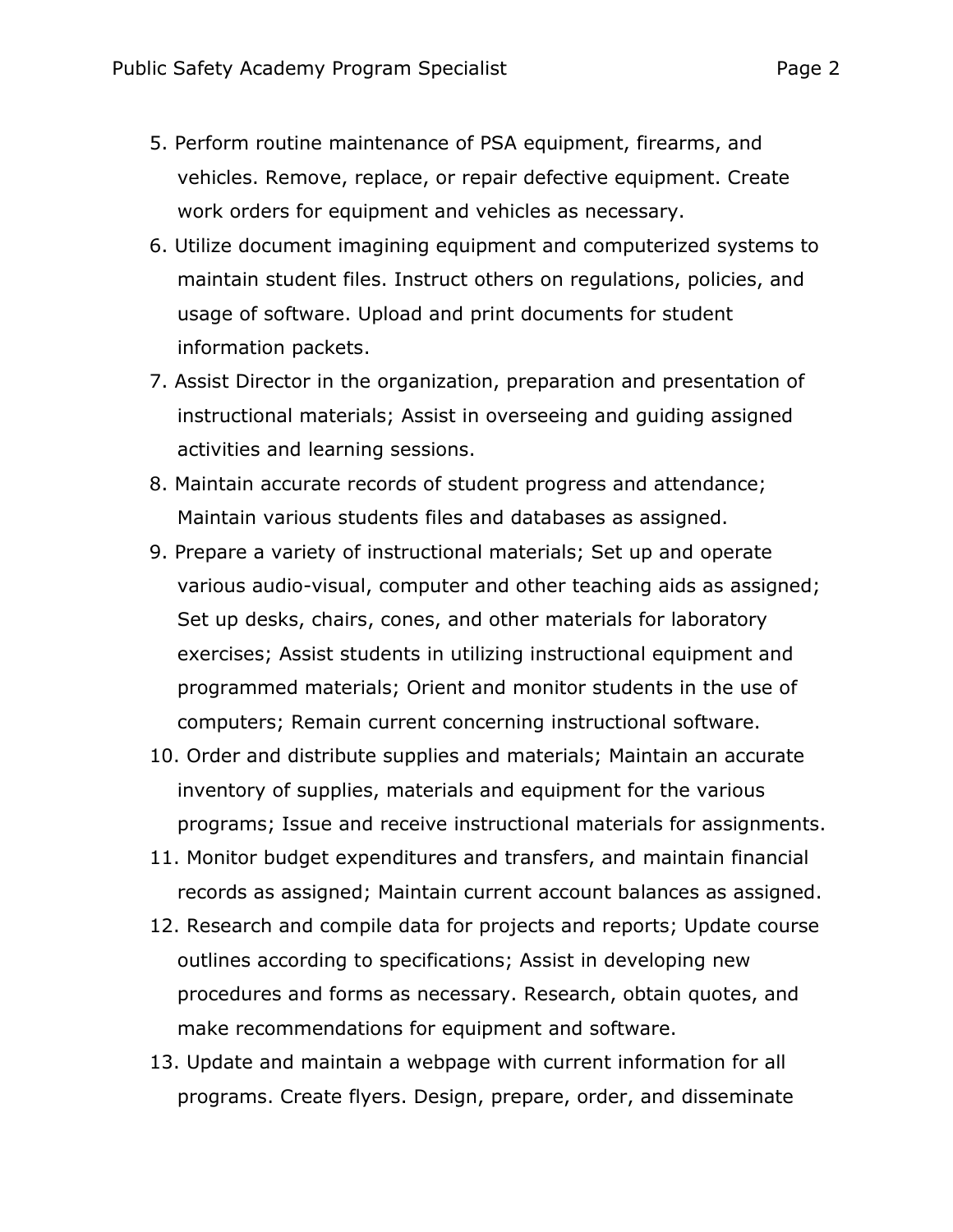5. Perform routine maintenance of PSA equipment, firearms, and vehicles. Remove, replace, or repair defective equipment. Create work orders for equipment and vehicles as necessary.
6. Utilize document imagining equipment and computerized systems to maintain student files. Instruct others on regulations, policies, and usage of software. Upload and print documents for student information packets.
7. Assist Director in the organization, preparation and presentation of instructional materials; Assist in overseeing and guiding assigned activities and learning sessions.
8. Maintain accurate records of student progress and attendance; Maintain various students files and databases as assigned.
9. Prepare a variety of instructional materials; Set up and operate various audio-visual, computer and other teaching aids as assigned; Set up desks, chairs, cones, and other materials for laboratory exercises; Assist students in utilizing instructional equipment and programmed materials; Orient and monitor students in the use of computers; Remain current concerning instructional software.
10. Order and distribute supplies and materials; Maintain an accurate inventory of supplies, materials and equipment for the various programs; Issue and receive instructional materials for assignments.
11. Monitor budget expenditures and transfers, and maintain financial records as assigned; Maintain current account balances as assigned.
12. Research and compile data for projects and reports; Update course outlines according to specifications; Assist in developing new procedures and forms as necessary. Research, obtain quotes, and make recommendations for equipment and software.
13. Update and maintain a webpage with current information for all programs. Create flyers. Design, prepare, order, and disseminate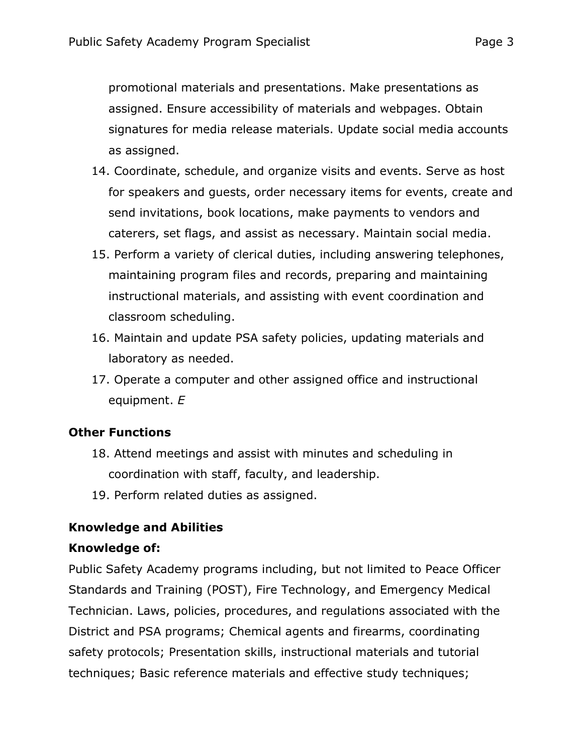promotional materials and presentations. Make presentations as assigned. Ensure accessibility of materials and webpages. Obtain signatures for media release materials. Update social media accounts as assigned.

14. Coordinate, schedule, and organize visits and events. Serve as host for speakers and guests, order necessary items for events, create and send invitations, book locations, make payments to vendors and caterers, set flags, and assist as necessary. Maintain social media.
15. Perform a variety of clerical duties, including answering telephones, maintaining program files and records, preparing and maintaining instructional materials, and assisting with event coordination and classroom scheduling.
16. Maintain and update PSA safety policies, updating materials and laboratory as needed.
17. Operate a computer and other assigned office and instructional equipment. *E*

**Other Functions**

18. Attend meetings and assist with minutes and scheduling in coordination with staff, faculty, and leadership.
19. Perform related duties as assigned.

**Knowledge and Abilities**

**Knowledge of:**

Public Safety Academy programs including, but not limited to Peace Officer Standards and Training (POST), Fire Technology, and Emergency Medical Technician. Laws, policies, procedures, and regulations associated with the District and PSA programs; Chemical agents and firearms, coordinating safety protocols; Presentation skills, instructional materials and tutorial techniques; Basic reference materials and effective study techniques;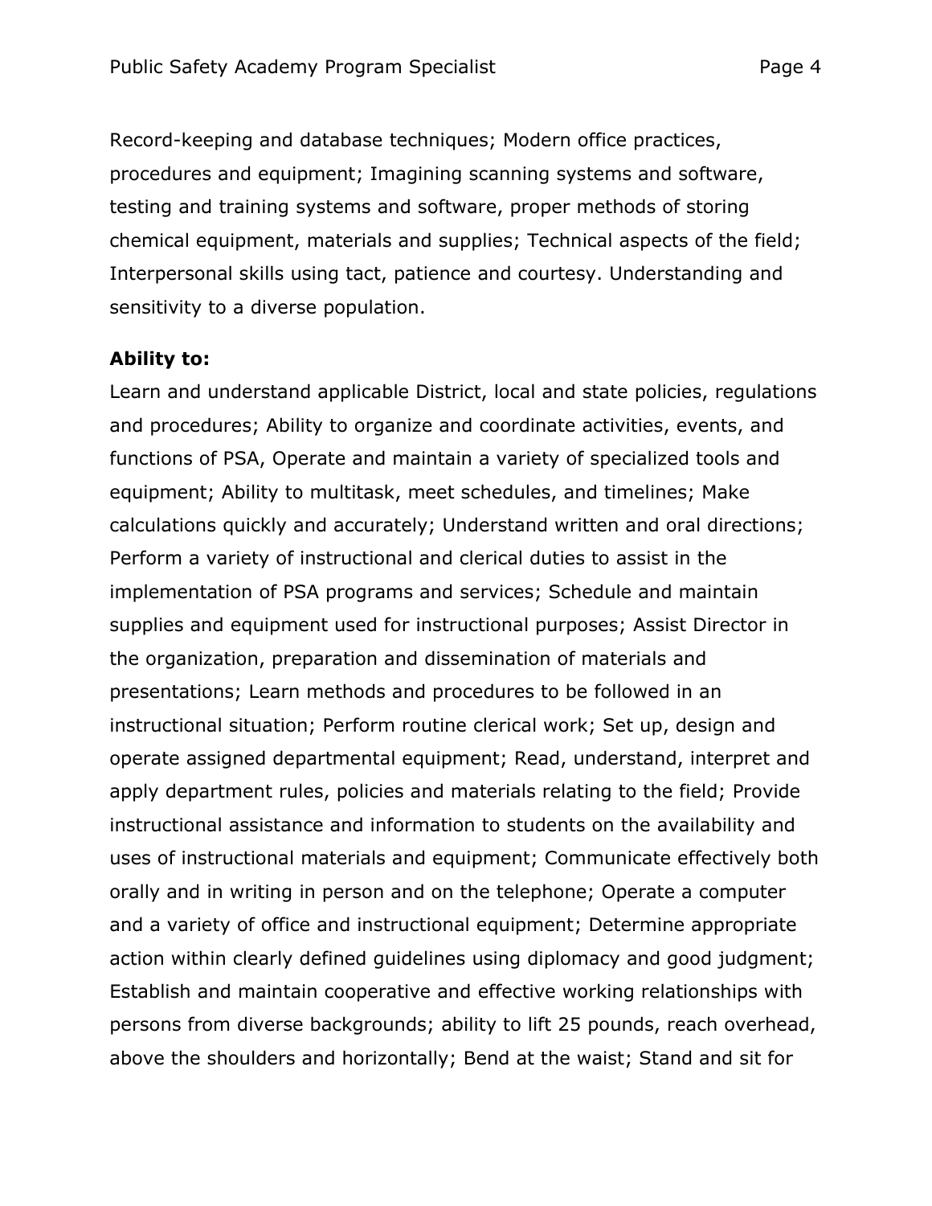Record-keeping and database techniques; Modern office practices, procedures and equipment; Imagining scanning systems and software, testing and training systems and software, proper methods of storing chemical equipment, materials and supplies; Technical aspects of the field; Interpersonal skills using tact, patience and courtesy. Understanding and sensitivity to a diverse population.

**Ability to:**

Learn and understand applicable District, local and state policies, regulations and procedures; Ability to organize and coordinate activities, events, and functions of PSA, Operate and maintain a variety of specialized tools and equipment; Ability to multitask, meet schedules, and timelines; Make calculations quickly and accurately; Understand written and oral directions; Perform a variety of instructional and clerical duties to assist in the implementation of PSA programs and services; Schedule and maintain supplies and equipment used for instructional purposes; Assist Director in the organization, preparation and dissemination of materials and presentations; Learn methods and procedures to be followed in an instructional situation; Perform routine clerical work; Set up, design and operate assigned departmental equipment; Read, understand, interpret and apply department rules, policies and materials relating to the field; Provide instructional assistance and information to students on the availability and uses of instructional materials and equipment; Communicate effectively both orally and in writing in person and on the telephone; Operate a computer and a variety of office and instructional equipment; Determine appropriate action within clearly defined guidelines using diplomacy and good judgment; Establish and maintain cooperative and effective working relationships with persons from diverse backgrounds; ability to lift 25 pounds, reach overhead, above the shoulders and horizontally; Bend at the waist; Stand and sit for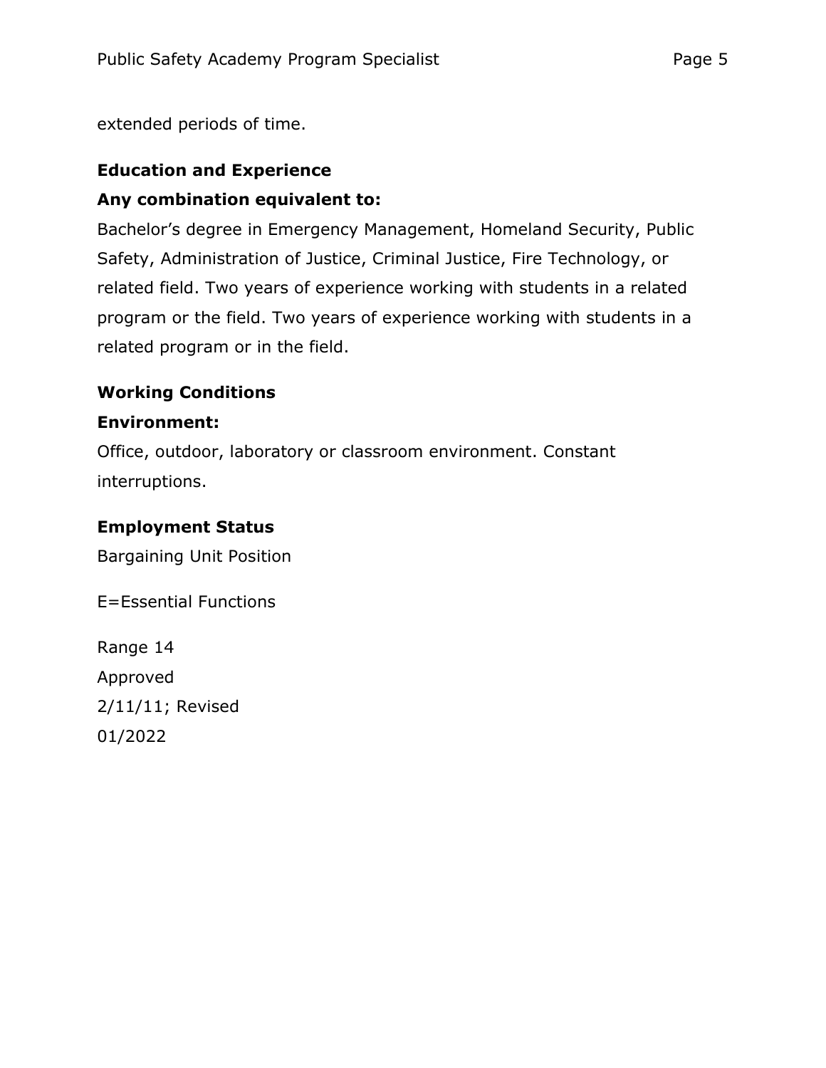extended periods of time.

**Education and Experience**

**Any combination equivalent to:**

Bachelor's degree in Emergency Management, Homeland Security, Public Safety, Administration of Justice, Criminal Justice, Fire Technology, or related field. Two years of experience working with students in a related program or the field. Two years of experience working with students in a related program or in the field.

**Working Conditions**

**Environment:**

Office, outdoor, laboratory or classroom environment. Constant interruptions.

**Employment Status**

Bargaining Unit Position

E=Essential Functions

Range 14
Approved
2/11/11; Revised
01/2022